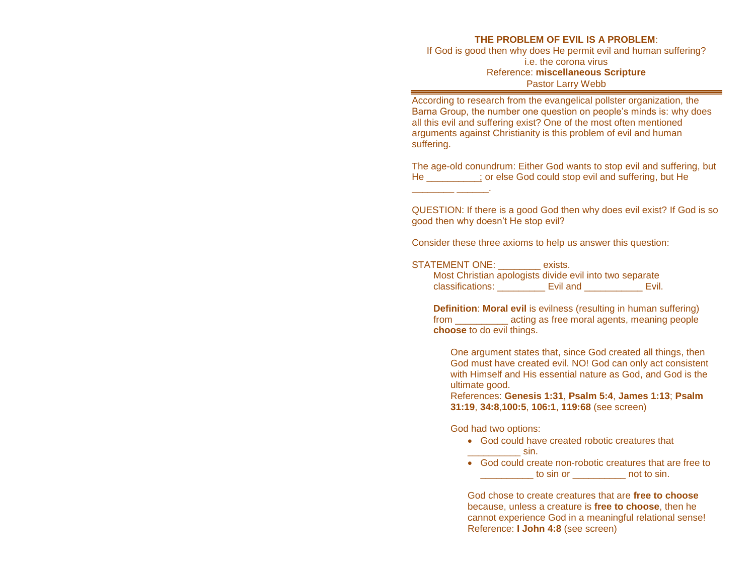**THE PROBLEM OF EVIL IS A PROBLEM**:
If God is good then why does He permit evil and human suffering?
i.e. the corona virus
Reference: **miscellaneous Scripture**
Pastor Larry Webb

---

According to research from the evangelical pollster organization, the Barna Group, the number one question on people's minds is: why does all this evil and suffering exist? One of the most often mentioned arguments against Christianity is this problem of evil and human suffering.

The age-old conundrum: Either God wants to stop evil and suffering, but He __________; or else God could stop evil and suffering, but He ________ ______.

QUESTION: If there is a good God then why does evil exist? If God is so good then why doesn't He stop evil?

Consider these three axioms to help us answer this question:

STATEMENT ONE: ________ exists.

Most Christian apologists divide evil into two separate classifications: _________ Evil and ___________ Evil.

**Definition**: **Moral evil** is evilness (resulting in human suffering) from __________ acting as free moral agents, meaning people **choose** to do evil things.

One argument states that, since God created all things, then God must have created evil. NO! God can only act consistent with Himself and His essential nature as God, and God is the ultimate good.
References: **Genesis 1:31**, **Psalm 5:4**, **James 1:13**; **Psalm 31:19**, **34:8**,**100:5**, **106:1**, **119:68** (see screen)

God had two options:

- God could have created robotic creatures that __________ sin.
- God could create non-robotic creatures that are free to __________ to sin or __________ not to sin.

God chose to create creatures that are **free to choose** because, unless a creature is **free to choose**, then he cannot experience God in a meaningful relational sense!
Reference: **I John 4:8** (see screen)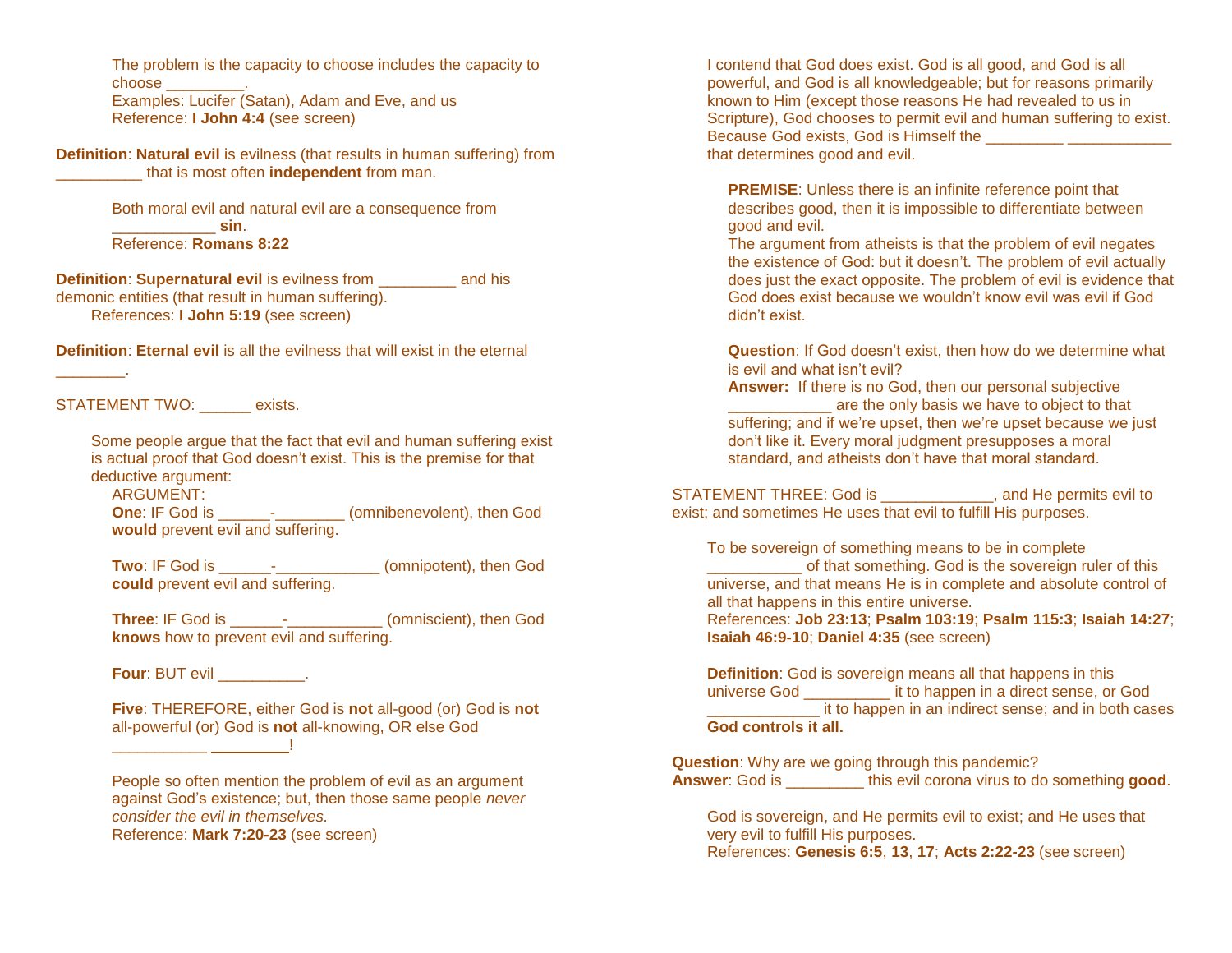The problem is the capacity to choose includes the capacity to choose _________.
Examples: Lucifer (Satan), Adam and Eve, and us
Reference: **I John 4:4** (see screen)

**Definition**: **Natural evil** is evilness (that results in human suffering) from __________ that is most often **independent** from man.

Both moral evil and natural evil are a consequence from ____________ **sin**.
Reference: **Romans 8:22**

**Definition**: **Supernatural evil** is evilness from _________ and his demonic entities (that result in human suffering).
References: **I John 5:19** (see screen)

**Definition**: **Eternal evil** is all the evilness that will exist in the eternal ________.

STATEMENT TWO: ______ exists.

Some people argue that the fact that evil and human suffering exist is actual proof that God doesn't exist. This is the premise for that deductive argument:

ARGUMENT:

**One**: IF God is ______-________ (omnibenevolent), then God **would** prevent evil and suffering.

**Two**: IF God is ______-____________ (omnipotent), then God **could** prevent evil and suffering.

**Three**: IF God is ______-___________ (omniscient), then God **knows** how to prevent evil and suffering.

**Four**: BUT evil __________.

**Five**: THEREFORE, either God is **not** all-good (or) God is **not** all-powerful (or) God is **not** all-knowing, OR else God ___________ _________!

People so often mention the problem of evil as an argument against God's existence; but, then those same people *never consider the evil in themselves.*
Reference: **Mark 7:20-23** (see screen)

I contend that God does exist. God is all good, and God is all powerful, and God is all knowledgeable; but for reasons primarily known to Him (except those reasons He had revealed to us in Scripture), God chooses to permit evil and human suffering to exist. Because God exists, God is Himself the _________ ____________ that determines good and evil.

**PREMISE**: Unless there is an infinite reference point that describes good, then it is impossible to differentiate between good and evil.
The argument from atheists is that the problem of evil negates the existence of God: but it doesn't. The problem of evil actually does just the exact opposite. The problem of evil is evidence that God does exist because we wouldn't know evil was evil if God didn't exist.

**Question**: If God doesn't exist, then how do we determine what is evil and what isn't evil?
**Answer:** If there is no God, then our personal subjective ____________ are the only basis we have to object to that suffering; and if we're upset, then we're upset because we just don't like it. Every moral judgment presupposes a moral standard, and atheists don't have that moral standard.

STATEMENT THREE: God is _____________, and He permits evil to exist; and sometimes He uses that evil to fulfill His purposes.

To be sovereign of something means to be in complete ___________ of that something. God is the sovereign ruler of this universe, and that means He is in complete and absolute control of all that happens in this entire universe.
References: **Job 23:13**; **Psalm 103:19**; **Psalm 115:3**; **Isaiah 14:27**; **Isaiah 46:9-10**; **Daniel 4:35** (see screen)

**Definition**: God is sovereign means all that happens in this universe God __________ it to happen in a direct sense, or God _____________ it to happen in an indirect sense; and in both cases **God controls it all.**

**Question**: Why are we going through this pandemic?
**Answer**: God is _________ this evil corona virus to do something **good**.

God is sovereign, and He permits evil to exist; and He uses that very evil to fulfill His purposes.
References: **Genesis 6:5**, **13**, **17**; **Acts 2:22-23** (see screen)